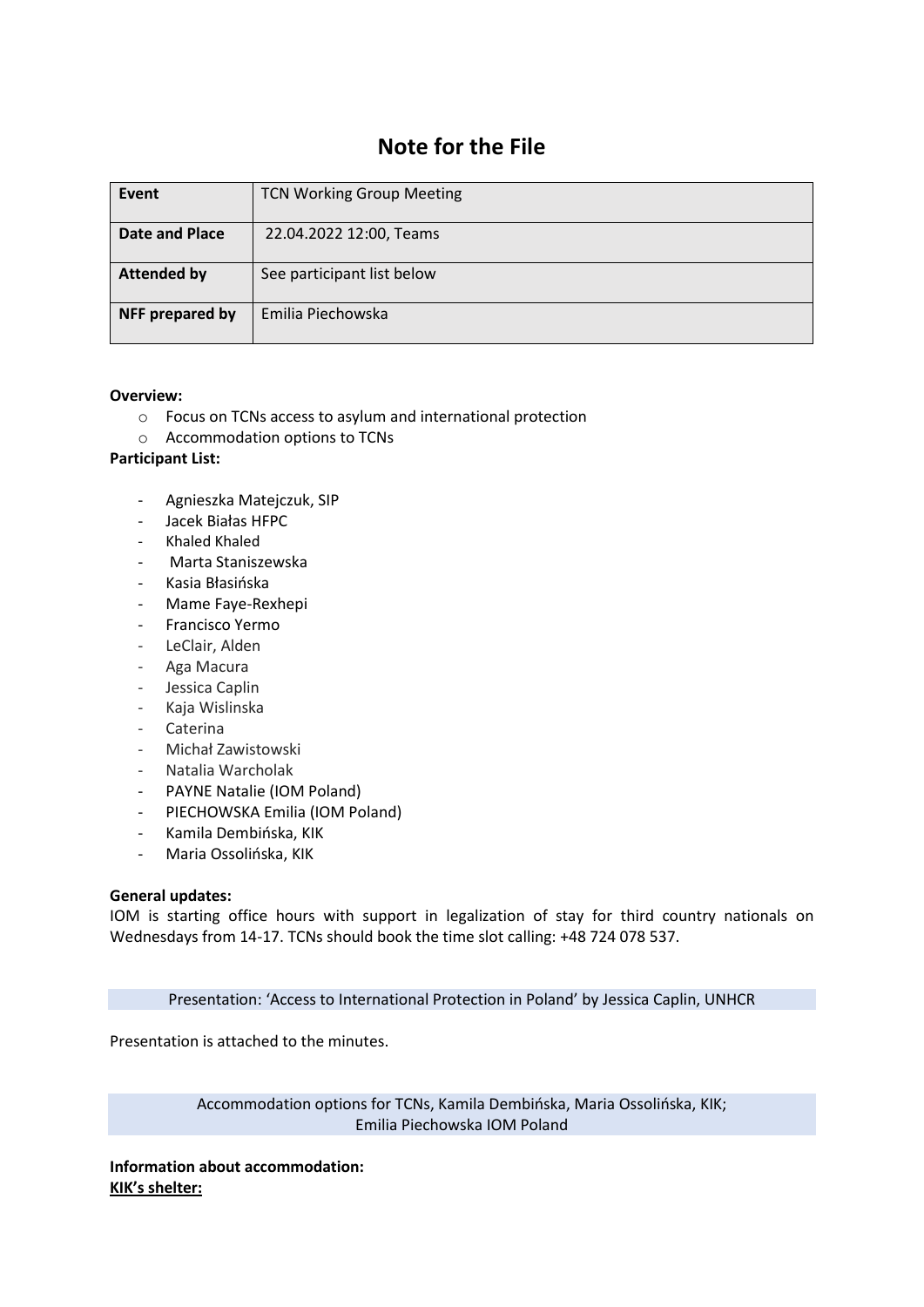# Note for the File

| Event | TCN Working Group Meeting |
|---|---|
| Date and Place | 22.04.2022 12:00, Teams |
| Attended by | See participant list below |
| NFF prepared by | Emilia Piechowska |

**Overview:**

- Focus on TCNs access to asylum and international protection
- Accommodation options to TCNs

**Participant List:**

- Agnieszka Matejczuk, SIP
- Jacek Białas HFPC
- Khaled Khaled
- Marta Staniszewska
- Kasia Błasińska
- Mame Faye-Rexhepi
- Francisco Yermo
- LeClair, Alden
- Aga Macura
- Jessica Caplin
- Kaja Wislinska
- Caterina
- Michał Zawistowski
- Natalia Warcholak
- PAYNE Natalie (IOM Poland)
- PIECHOWSKA Emilia (IOM Poland)
- Kamila Dembińska, KIK
- Maria Ossolińska, KIK

**General updates:**

IOM is starting office hours with support in legalization of stay for third country nationals on Wednesdays from 14-17. TCNs should book the time slot calling: +48 724 078 537.

Presentation: 'Access to International Protection in Poland' by Jessica Caplin, UNHCR

Presentation is attached to the minutes.

Accommodation options for TCNs, Kamila Dembińska, Maria Ossolińska, KIK; Emilia Piechowska IOM Poland

**Information about accommodation:**

**<u>KIK's shelter:</u>**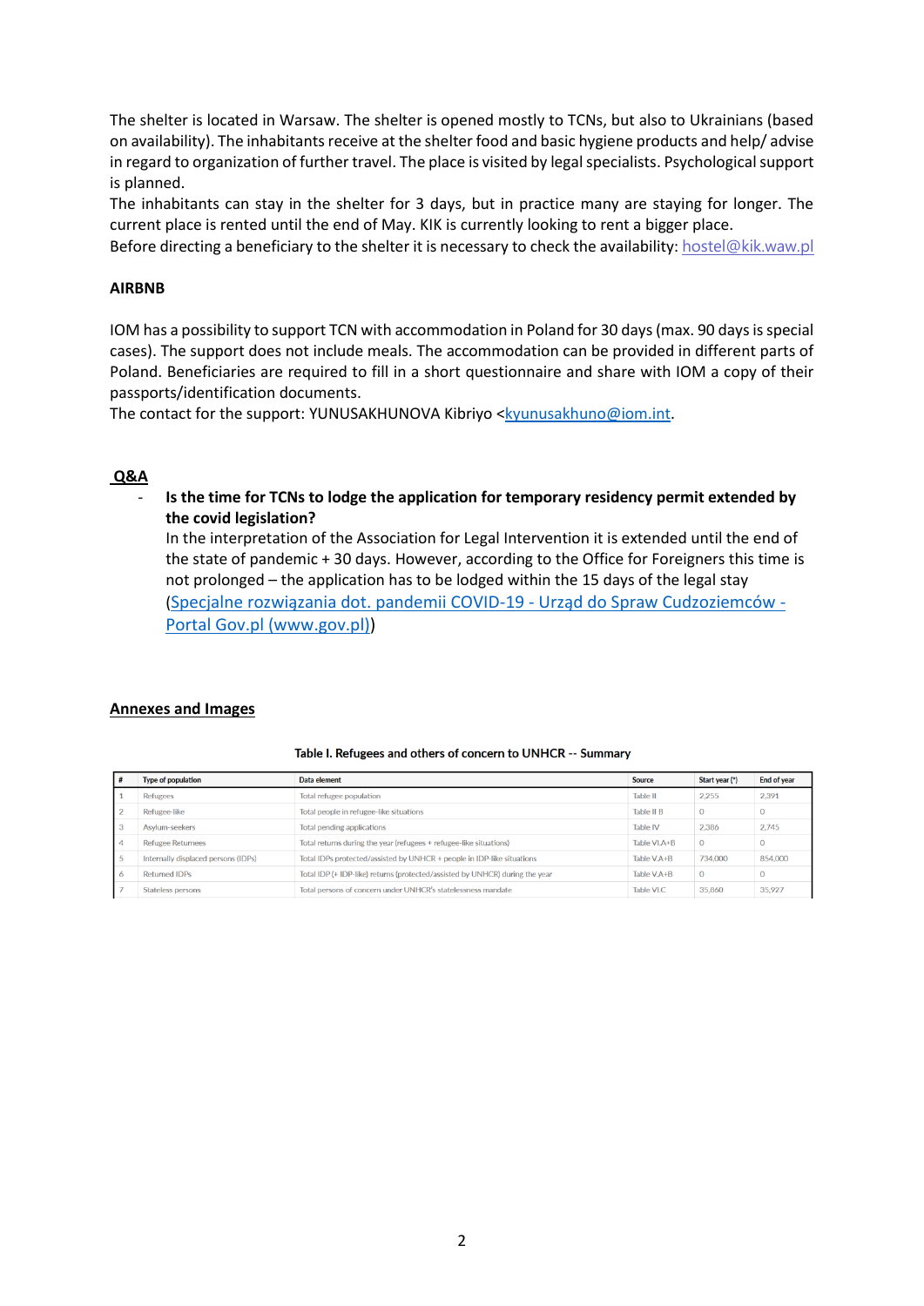The shelter is located in Warsaw. The shelter is opened mostly to TCNs, but also to Ukrainians (based on availability). The inhabitants receive at the shelter food and basic hygiene products and help/ advise in regard to organization of further travel. The place is visited by legal specialists. Psychological support is planned.

The inhabitants can stay in the shelter for 3 days, but in practice many are staying for longer. The current place is rented until the end of May. KIK is currently looking to rent a bigger place.

Before directing a beneficiary to the shelter it is necessary to check the availability: [hostel@kik.waw.pl](mailto:hostel@kik.waw.pl)

**AIRBNB**

IOM has a possibility to support TCN with accommodation in Poland for 30 days (max. 90 days is special cases). The support does not include meals. The accommodation can be provided in different parts of Poland. Beneficiaries are required to fill in a short questionnaire and share with IOM a copy of their passports/identification documents.

The contact for the support: YUNUSAKHUNOVA Kibriyo <[kyunusakhuno@iom.int](mailto:kyunusakhuno@iom.int).

**Q&A**

- **Is the time for TCNs to lodge the application for temporary residency permit extended by the covid legislation?**
  In the interpretation of the Association for Legal Intervention it is extended until the end of the state of pandemic + 30 days. However, according to the Office for Foreigners this time is not prolonged – the application has to be lodged within the 15 days of the legal stay (Specjalne rozwiązania dot. pandemii COVID-19 - Urząd do Spraw Cudzoziemców - Portal Gov.pl (www.gov.pl))

**Annexes and Images**

Table I. Refugees and others of concern to UNHCR -- Summary

| # | Type of population | Data element | Source | Start year (*) | End of year |
|---|---|---|---|---|---|
| 1 | Refugees | Total refugee population | Table II | 2,255 | 2,391 |
| 2 | Refugee-like | Total people in refugee-like situations | Table II B | 0 | 0 |
| 3 | Asylum-seekers | Total pending applications | Table IV | 2,386 | 2,745 |
| 4 | Refugee Returnees | Total returns during the year (refugees + refugee-like situations) | Table VI.A+B | 0 | 0 |
| 5 | Internally displaced persons (IDPs) | Total IDPs protected/assisted by UNHCR + people in IDP-like situations | Table V.A+B | 734,000 | 854,000 |
| 6 | Returned IDPs | Total IDP (+ IDP-like) returns (protected/assisted by UNHCR) during the year | Table V.A+B | 0 | 0 |
| 7 | Stateless persons | Total persons of concern under UNHCR's statelessness mandate | Table VI.C | 35,860 | 35,927 |